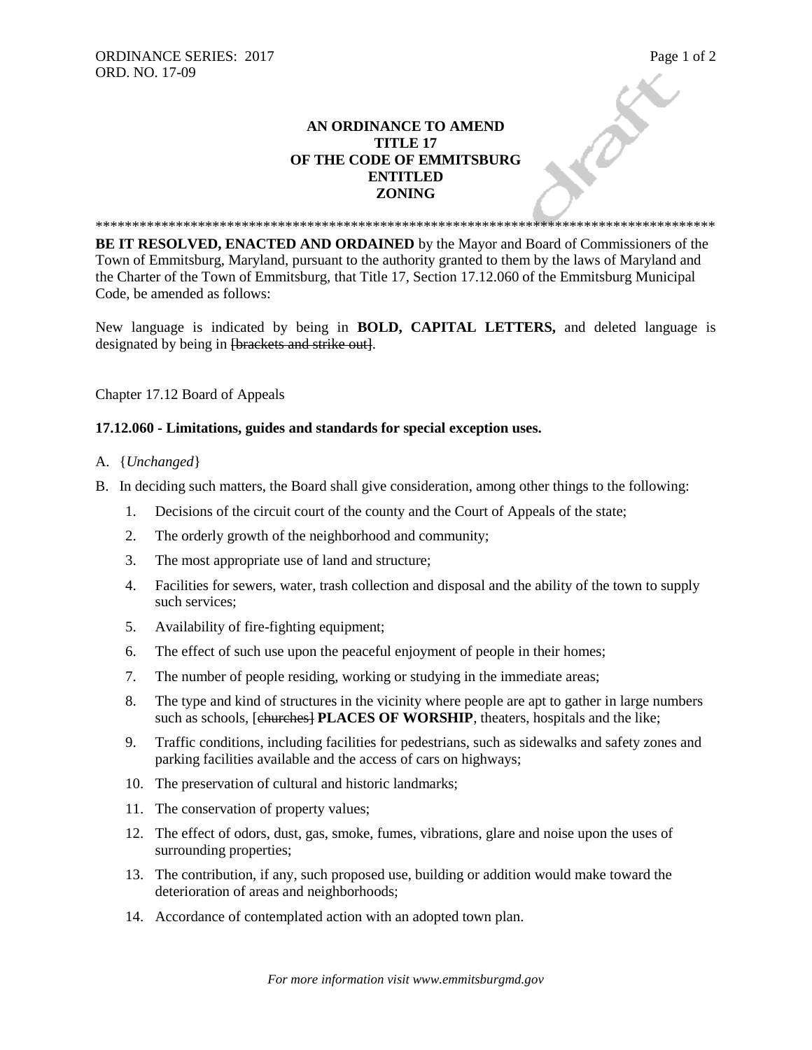ORDINANCE SERIES: 2017
ORD. NO. 17-09

# AN ORDINANCE TO AMEND TITLE 17 OF THE CODE OF EMMITSBURG ENTITLED ZONING

\*\*\*\*\*\*\*\*\*\*\*\*\*\*\*\*\*\*\*\*\*\*\*\*\*\*\*\*\*\*\*\*\*\*\*\*\*\*\*\*\*\*\*\*\*\*\*\*\*\*\*\*\*\*\*\*\*\*\*\*\*\*\*\*\*\*\*\*\*\*\*\*\*\*\*\*\*\*\*\*\*\*\*\*\*\*\*\*\*\*

**BE IT RESOLVED, ENACTED AND ORDAINED** by the Mayor and Board of Commissioners of the Town of Emmitsburg, Maryland, pursuant to the authority granted to them by the laws of Maryland and the Charter of the Town of Emmitsburg, that Title 17, Section 17.12.060 of the Emmitsburg Municipal Code, be amended as follows:

New language is indicated by being in **BOLD, CAPITAL LETTERS,** and deleted language is designated by being in ~~[brackets and strike out]~~.

Chapter 17.12 Board of Appeals

**17.12.060 - Limitations, guides and standards for special exception uses.**

A. {*Unchanged*}

B. In deciding such matters, the Board shall give consideration, among other things to the following:

1. Decisions of the circuit court of the county and the Court of Appeals of the state;
2. The orderly growth of the neighborhood and community;
3. The most appropriate use of land and structure;
4. Facilities for sewers, water, trash collection and disposal and the ability of the town to supply such services;
5. Availability of fire-fighting equipment;
6. The effect of such use upon the peaceful enjoyment of people in their homes;
7. The number of people residing, working or studying in the immediate areas;
8. The type and kind of structures in the vicinity where people are apt to gather in large numbers such as schools, [~~churches~~] **PLACES OF WORSHIP**, theaters, hospitals and the like;
9. Traffic conditions, including facilities for pedestrians, such as sidewalks and safety zones and parking facilities available and the access of cars on highways;
10. The preservation of cultural and historic landmarks;
11. The conservation of property values;
12. The effect of odors, dust, gas, smoke, fumes, vibrations, glare and noise upon the uses of surrounding properties;
13. The contribution, if any, such proposed use, building or addition would make toward the deterioration of areas and neighborhoods;
14. Accordance of contemplated action with an adopted town plan.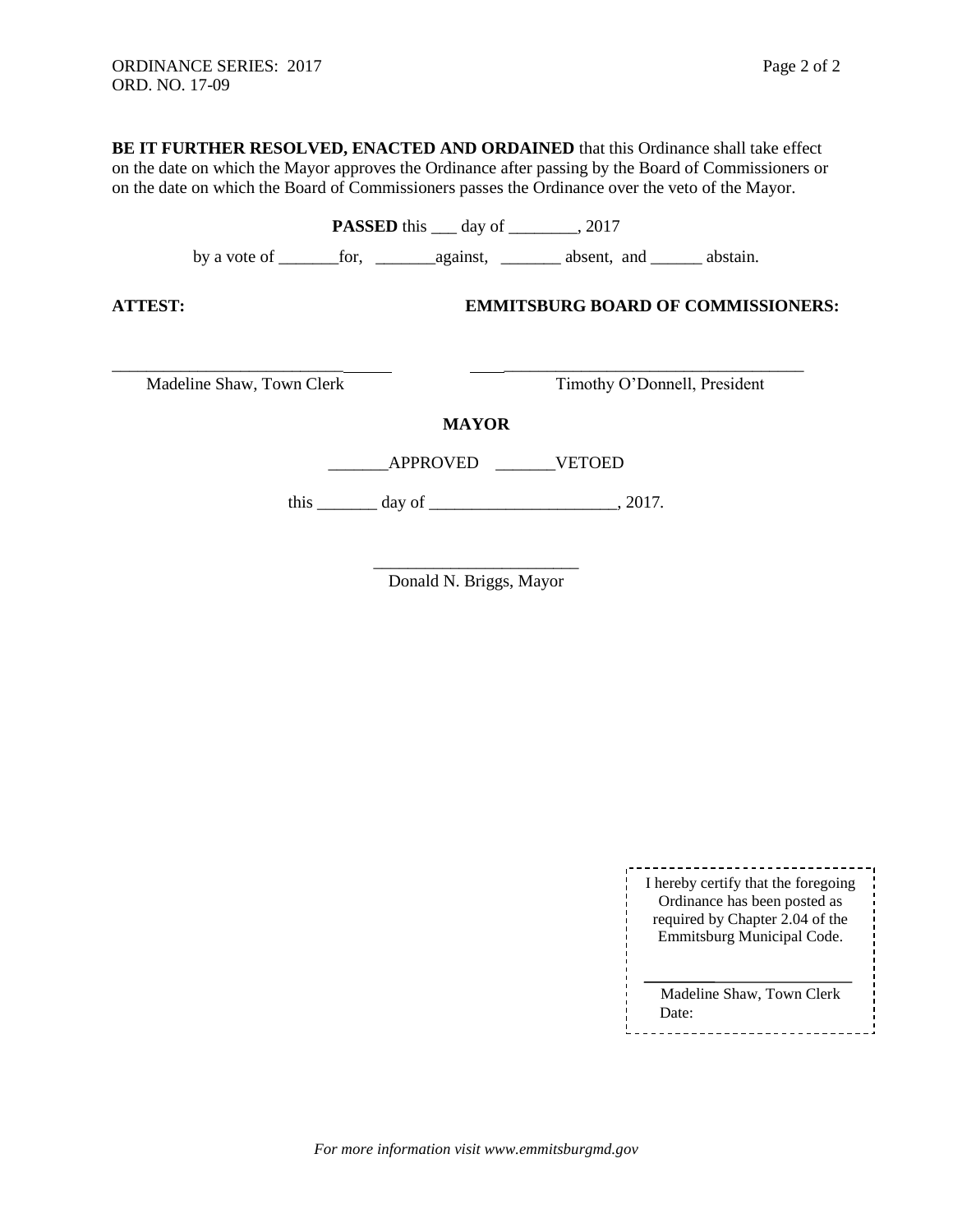**BE IT FURTHER RESOLVED, ENACTED AND ORDAINED** that this Ordinance shall take effect on the date on which the Mayor approves the Ordinance after passing by the Board of Commissioners or on the date on which the Board of Commissioners passes the Ordinance over the veto of the Mayor.

**PASSED** this ___ day of ________, 2017

by a vote of _______for, _______against, _______ absent, and ______ abstain.

**ATTEST:** **EMMITSBURG BOARD OF COMMISSIONERS:**

_________________________________ _________________________________________

Madeline Shaw, Town Clerk Timothy O'Donnell, President

**MAYOR**

_______APPROVED _______VETOED

this _______ day of ______________________, 2017.

________________________

Donald N. Briggs, Mayor

I hereby certify that the foregoing Ordinance has been posted as required by Chapter 2.04 of the Emmitsburg Municipal Code.

_________________________

Madeline Shaw, Town Clerk
Date:

*For more information visit www.emmitsburgmd.gov*